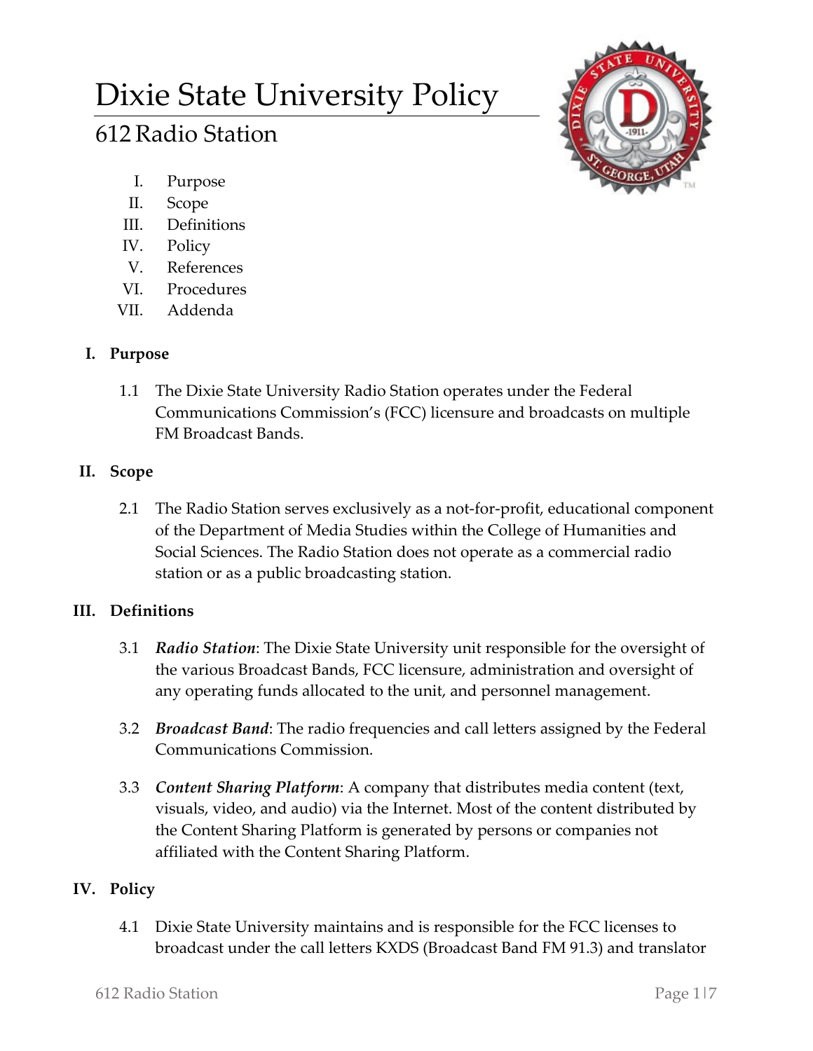# Dixie State University Policy

## 612 Radio Station

I. Purpose
II. Scope
III. Definitions
IV. Policy
V. References
VI. Procedures
VII. Addenda

### I. Purpose

1.1 The Dixie State University Radio Station operates under the Federal Communications Commission's (FCC) licensure and broadcasts on multiple FM Broadcast Bands.

### II. Scope

2.1 The Radio Station serves exclusively as a not-for-profit, educational component of the Department of Media Studies within the College of Humanities and Social Sciences. The Radio Station does not operate as a commercial radio station or as a public broadcasting station.

### III. Definitions

3.1 ***Radio Station***: The Dixie State University unit responsible for the oversight of the various Broadcast Bands, FCC licensure, administration and oversight of any operating funds allocated to the unit, and personnel management.

3.2 ***Broadcast Band***: The radio frequencies and call letters assigned by the Federal Communications Commission.

3.3 ***Content Sharing Platform***: A company that distributes media content (text, visuals, video, and audio) via the Internet. Most of the content distributed by the Content Sharing Platform is generated by persons or companies not affiliated with the Content Sharing Platform.

### IV. Policy

4.1 Dixie State University maintains and is responsible for the FCC licenses to broadcast under the call letters KXDS (Broadcast Band FM 91.3) and translator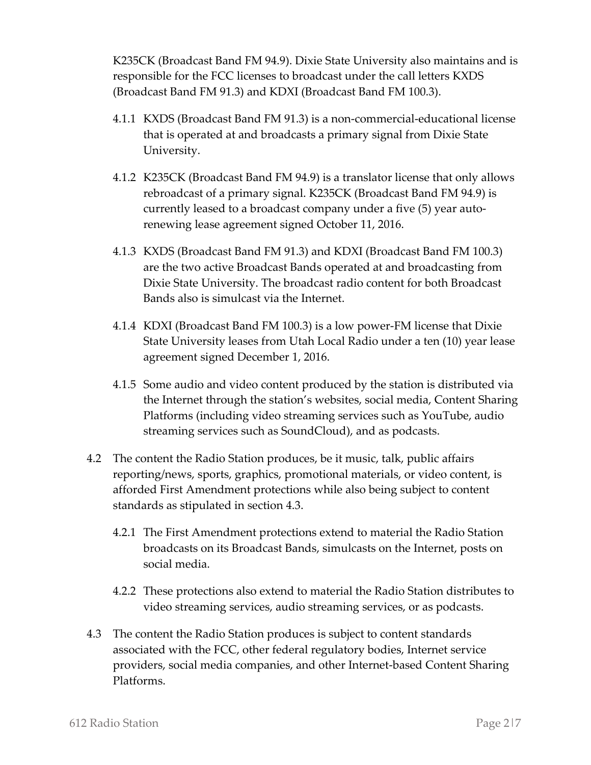K235CK (Broadcast Band FM 94.9). Dixie State University also maintains and is responsible for the FCC licenses to broadcast under the call letters KXDS (Broadcast Band FM 91.3) and KDXI (Broadcast Band FM 100.3).

4.1.1 KXDS (Broadcast Band FM 91.3) is a non-commercial-educational license that is operated at and broadcasts a primary signal from Dixie State University.

4.1.2 K235CK (Broadcast Band FM 94.9) is a translator license that only allows rebroadcast of a primary signal. K235CK (Broadcast Band FM 94.9) is currently leased to a broadcast company under a five (5) year auto-renewing lease agreement signed October 11, 2016.

4.1.3 KXDS (Broadcast Band FM 91.3) and KDXI (Broadcast Band FM 100.3) are the two active Broadcast Bands operated at and broadcasting from Dixie State University. The broadcast radio content for both Broadcast Bands also is simulcast via the Internet.

4.1.4 KDXI (Broadcast Band FM 100.3) is a low power-FM license that Dixie State University leases from Utah Local Radio under a ten (10) year lease agreement signed December 1, 2016.

4.1.5 Some audio and video content produced by the station is distributed via the Internet through the station's websites, social media, Content Sharing Platforms (including video streaming services such as YouTube, audio streaming services such as SoundCloud), and as podcasts.

4.2 The content the Radio Station produces, be it music, talk, public affairs reporting/news, sports, graphics, promotional materials, or video content, is afforded First Amendment protections while also being subject to content standards as stipulated in section 4.3.

4.2.1 The First Amendment protections extend to material the Radio Station broadcasts on its Broadcast Bands, simulcasts on the Internet, posts on social media.

4.2.2 These protections also extend to material the Radio Station distributes to video streaming services, audio streaming services, or as podcasts.

4.3 The content the Radio Station produces is subject to content standards associated with the FCC, other federal regulatory bodies, Internet service providers, social media companies, and other Internet-based Content Sharing Platforms.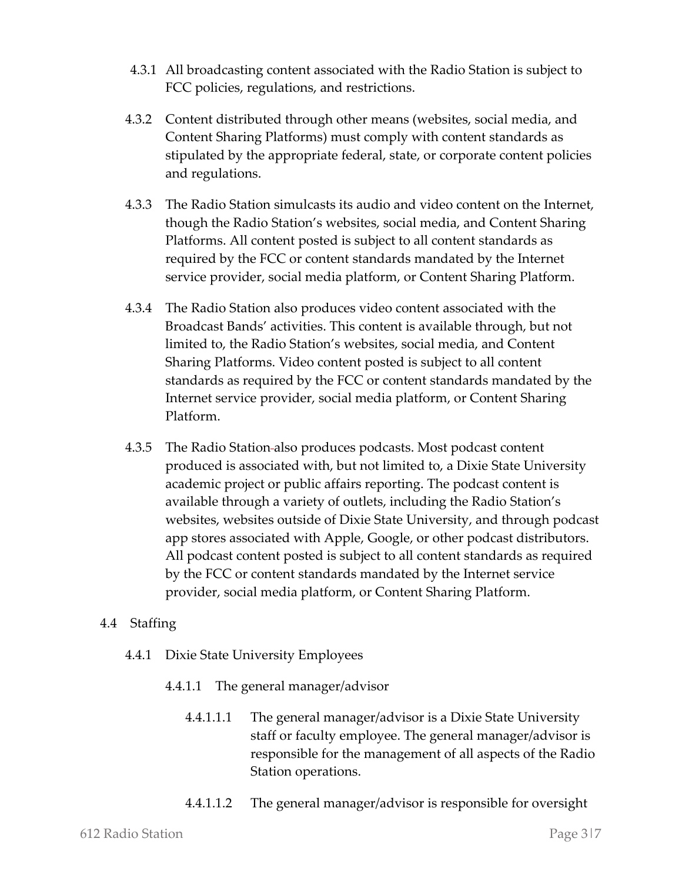4.3.1 All broadcasting content associated with the Radio Station is subject to FCC policies, regulations, and restrictions.

4.3.2 Content distributed through other means (websites, social media, and Content Sharing Platforms) must comply with content standards as stipulated by the appropriate federal, state, or corporate content policies and regulations.

4.3.3 The Radio Station simulcasts its audio and video content on the Internet, though the Radio Station's websites, social media, and Content Sharing Platforms. All content posted is subject to all content standards as required by the FCC or content standards mandated by the Internet service provider, social media platform, or Content Sharing Platform.

4.3.4 The Radio Station also produces video content associated with the Broadcast Bands' activities. This content is available through, but not limited to, the Radio Station's websites, social media, and Content Sharing Platforms. Video content posted is subject to all content standards as required by the FCC or content standards mandated by the Internet service provider, social media platform, or Content Sharing Platform.

4.3.5 The Radio Station also produces podcasts. Most podcast content produced is associated with, but not limited to, a Dixie State University academic project or public affairs reporting. The podcast content is available through a variety of outlets, including the Radio Station's websites, websites outside of Dixie State University, and through podcast app stores associated with Apple, Google, or other podcast distributors. All podcast content posted is subject to all content standards as required by the FCC or content standards mandated by the Internet service provider, social media platform, or Content Sharing Platform.

4.4 Staffing

4.4.1 Dixie State University Employees

4.4.1.1 The general manager/advisor

4.4.1.1.1 The general manager/advisor is a Dixie State University staff or faculty employee. The general manager/advisor is responsible for the management of all aspects of the Radio Station operations.

4.4.1.1.2 The general manager/advisor is responsible for oversight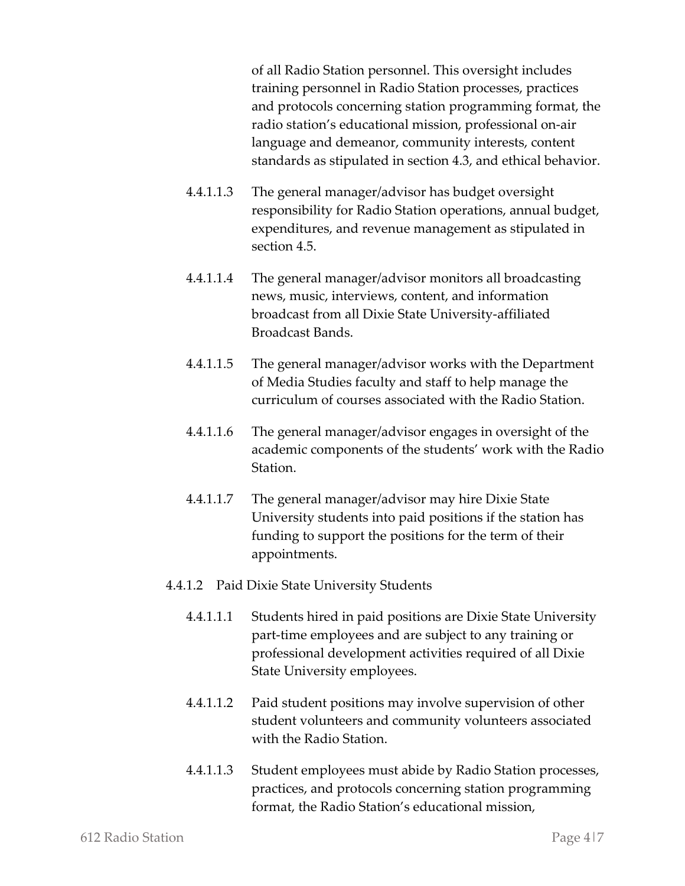of all Radio Station personnel. This oversight includes training personnel in Radio Station processes, practices and protocols concerning station programming format, the radio station's educational mission, professional on-air language and demeanor, community interests, content standards as stipulated in section 4.3, and ethical behavior.

4.4.1.1.3 The general manager/advisor has budget oversight responsibility for Radio Station operations, annual budget, expenditures, and revenue management as stipulated in section 4.5.

4.4.1.1.4 The general manager/advisor monitors all broadcasting news, music, interviews, content, and information broadcast from all Dixie State University-affiliated Broadcast Bands.

4.4.1.1.5 The general manager/advisor works with the Department of Media Studies faculty and staff to help manage the curriculum of courses associated with the Radio Station.

4.4.1.1.6 The general manager/advisor engages in oversight of the academic components of the students' work with the Radio Station.

4.4.1.1.7 The general manager/advisor may hire Dixie State University students into paid positions if the station has funding to support the positions for the term of their appointments.

4.4.1.2 Paid Dixie State University Students

4.4.1.1.1 Students hired in paid positions are Dixie State University part-time employees and are subject to any training or professional development activities required of all Dixie State University employees.

4.4.1.1.2 Paid student positions may involve supervision of other student volunteers and community volunteers associated with the Radio Station.

4.4.1.1.3 Student employees must abide by Radio Station processes, practices, and protocols concerning station programming format, the Radio Station's educational mission,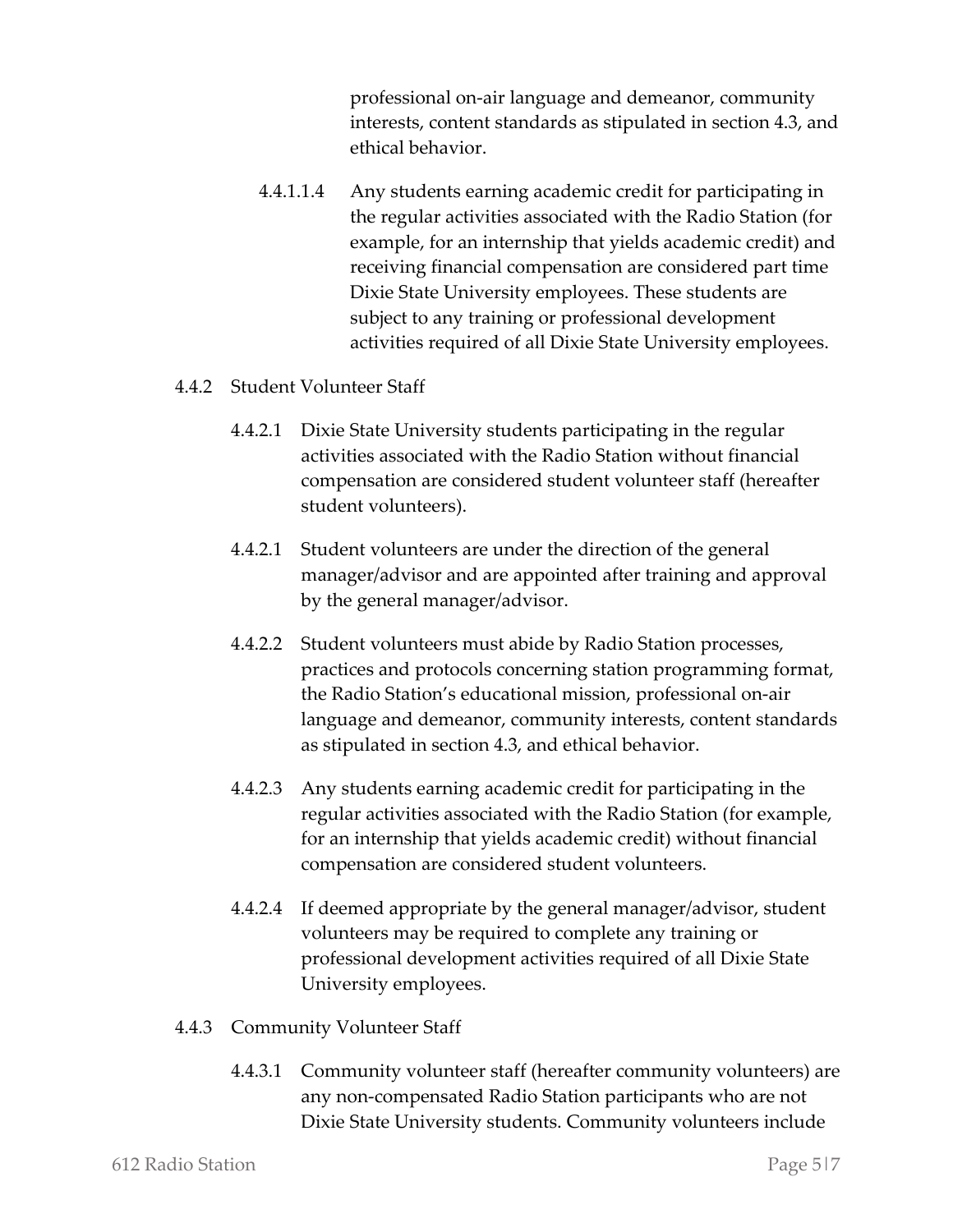professional on-air language and demeanor, community interests, content standards as stipulated in section 4.3, and ethical behavior.

4.4.1.1.4 Any students earning academic credit for participating in the regular activities associated with the Radio Station (for example, for an internship that yields academic credit) and receiving financial compensation are considered part time Dixie State University employees. These students are subject to any training or professional development activities required of all Dixie State University employees.

4.4.2 Student Volunteer Staff

4.4.2.1 Dixie State University students participating in the regular activities associated with the Radio Station without financial compensation are considered student volunteer staff (hereafter student volunteers).

4.4.2.1 Student volunteers are under the direction of the general manager/advisor and are appointed after training and approval by the general manager/advisor.

4.4.2.2 Student volunteers must abide by Radio Station processes, practices and protocols concerning station programming format, the Radio Station's educational mission, professional on-air language and demeanor, community interests, content standards as stipulated in section 4.3, and ethical behavior.

4.4.2.3 Any students earning academic credit for participating in the regular activities associated with the Radio Station (for example, for an internship that yields academic credit) without financial compensation are considered student volunteers.

4.4.2.4 If deemed appropriate by the general manager/advisor, student volunteers may be required to complete any training or professional development activities required of all Dixie State University employees.

4.4.3 Community Volunteer Staff

4.4.3.1 Community volunteer staff (hereafter community volunteers) are any non-compensated Radio Station participants who are not Dixie State University students. Community volunteers include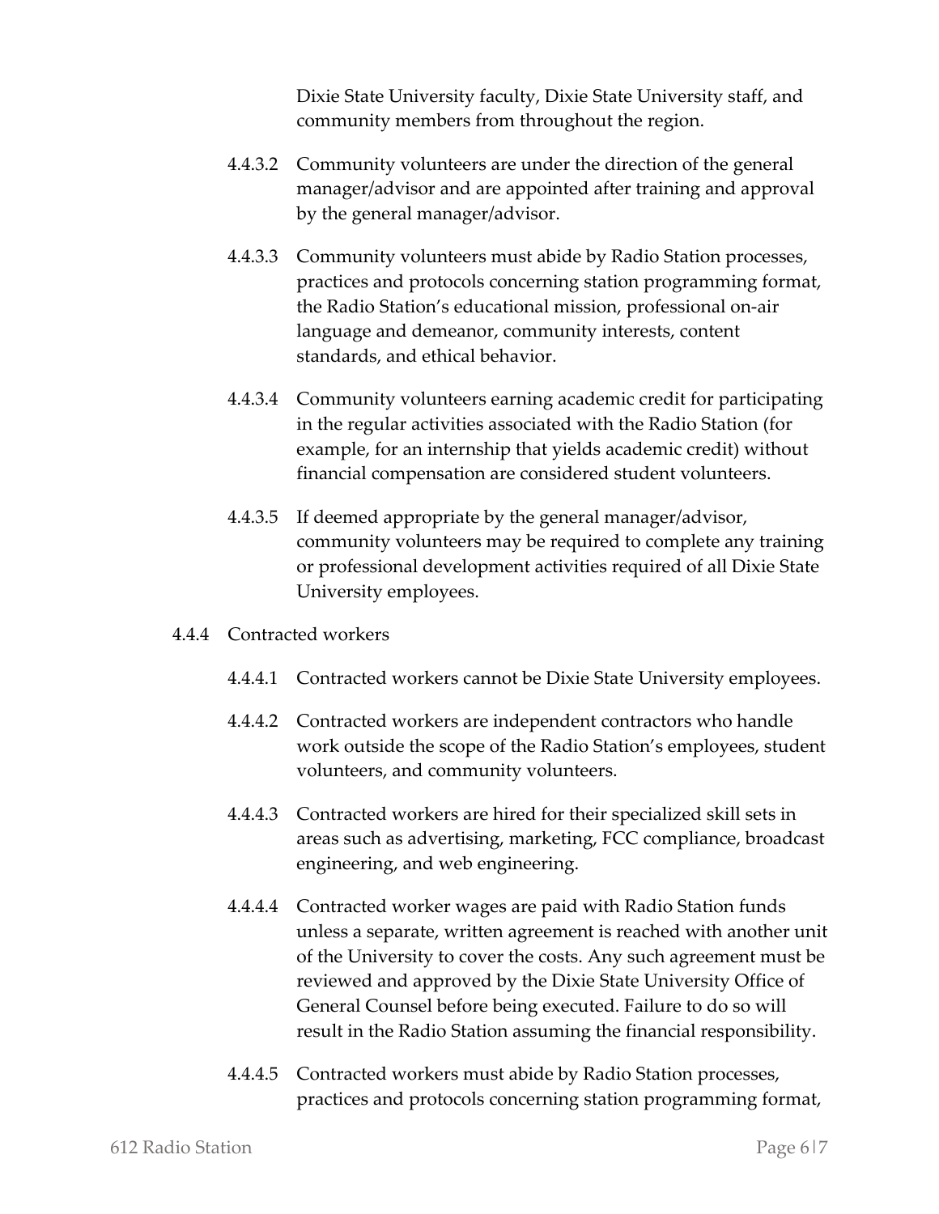Dixie State University faculty, Dixie State University staff, and community members from throughout the region.

4.4.3.2 Community volunteers are under the direction of the general manager/advisor and are appointed after training and approval by the general manager/advisor.

4.4.3.3 Community volunteers must abide by Radio Station processes, practices and protocols concerning station programming format, the Radio Station's educational mission, professional on-air language and demeanor, community interests, content standards, and ethical behavior.

4.4.3.4 Community volunteers earning academic credit for participating in the regular activities associated with the Radio Station (for example, for an internship that yields academic credit) without financial compensation are considered student volunteers.

4.4.3.5 If deemed appropriate by the general manager/advisor, community volunteers may be required to complete any training or professional development activities required of all Dixie State University employees.

4.4.4 Contracted workers

4.4.4.1 Contracted workers cannot be Dixie State University employees.

4.4.4.2 Contracted workers are independent contractors who handle work outside the scope of the Radio Station's employees, student volunteers, and community volunteers.

4.4.4.3 Contracted workers are hired for their specialized skill sets in areas such as advertising, marketing, FCC compliance, broadcast engineering, and web engineering.

4.4.4.4 Contracted worker wages are paid with Radio Station funds unless a separate, written agreement is reached with another unit of the University to cover the costs. Any such agreement must be reviewed and approved by the Dixie State University Office of General Counsel before being executed. Failure to do so will result in the Radio Station assuming the financial responsibility.

4.4.4.5 Contracted workers must abide by Radio Station processes, practices and protocols concerning station programming format,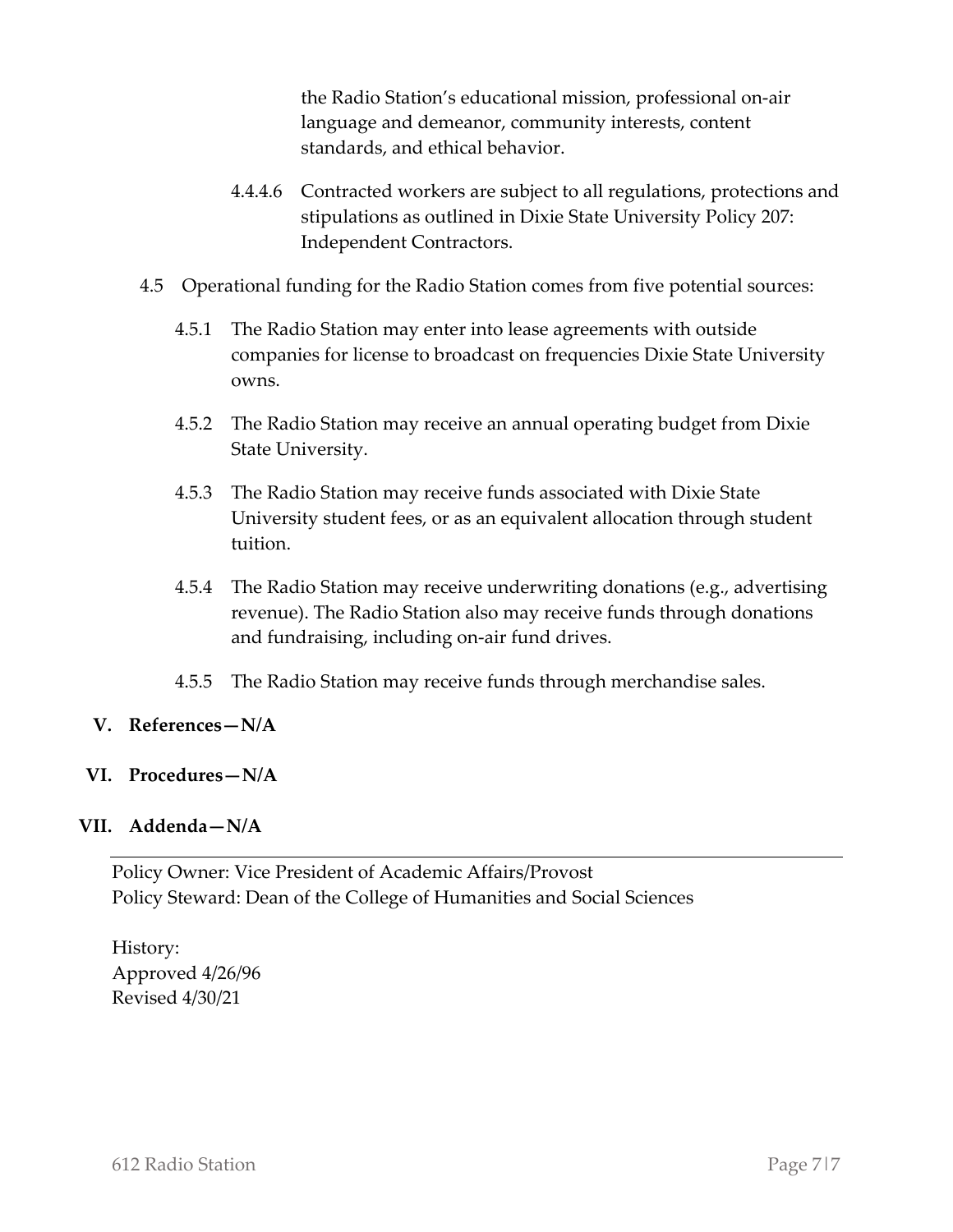the Radio Station's educational mission, professional on-air language and demeanor, community interests, content standards, and ethical behavior.

4.4.4.6 Contracted workers are subject to all regulations, protections and stipulations as outlined in Dixie State University Policy 207: Independent Contractors.

4.5 Operational funding for the Radio Station comes from five potential sources:

4.5.1 The Radio Station may enter into lease agreements with outside companies for license to broadcast on frequencies Dixie State University owns.

4.5.2 The Radio Station may receive an annual operating budget from Dixie State University.

4.5.3 The Radio Station may receive funds associated with Dixie State University student fees, or as an equivalent allocation through student tuition.

4.5.4 The Radio Station may receive underwriting donations (e.g., advertising revenue). The Radio Station also may receive funds through donations and fundraising, including on-air fund drives.

4.5.5 The Radio Station may receive funds through merchandise sales.

## V. References—N/A

## VI. Procedures—N/A

## VII. Addenda—N/A

---

Policy Owner: Vice President of Academic Affairs/Provost
Policy Steward: Dean of the College of Humanities and Social Sciences

History:
Approved 4/26/96
Revised 4/30/21